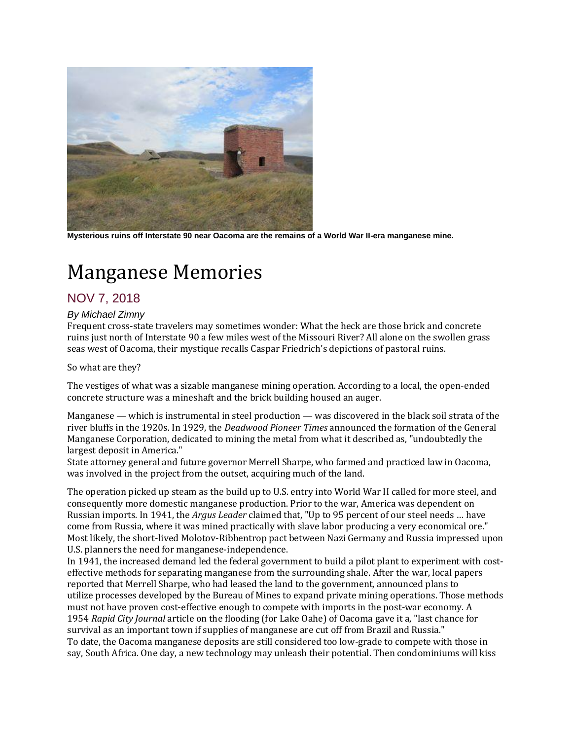Mysterious ruins off Interstate 90 near Oacoma are the remains of a World War II-era manganese mine.

# Manganese Memories

## NOV 7, 2018

*By Michael Zimny*

Frequent cross-state travelers may sometimes wonder: What the heck are those brick and concrete ruins just north of Interstate 90 a few miles west of the Missouri River? All alone on the swollen grass seas west of Oacoma, their mystique recalls Caspar Friedrich's depictions of pastoral ruins.

So what are they?

The vestiges of what was a sizable manganese mining operation. According to a local, the open-ended concrete structure was a mineshaft and the brick building housed an auger.

Manganese — which is instrumental in steel production — was discovered in the black soil strata of the river bluffs in the 1920s. In 1929, the *Deadwood Pioneer Times* announced the formation of the General Manganese Corporation, dedicated to mining the metal from what it described as, "undoubtedly the largest deposit in America."

State attorney general and future governor Merrell Sharpe, who farmed and practiced law in Oacoma, was involved in the project from the outset, acquiring much of the land.

The operation picked up steam as the build up to U.S. entry into World War II called for more steel, and consequently more domestic manganese production. Prior to the war, America was dependent on Russian imports. In 1941, the *Argus Leader* claimed that, "Up to 95 percent of our steel needs … have come from Russia, where it was mined practically with slave labor producing a very economical ore." Most likely, the short-lived Molotov-Ribbentrop pact between Nazi Germany and Russia impressed upon U.S. planners the need for manganese-independence.

In 1941, the increased demand led the federal government to build a pilot plant to experiment with cost-effective methods for separating manganese from the surrounding shale. After the war, local papers reported that Merrell Sharpe, who had leased the land to the government, announced plans to utilize processes developed by the Bureau of Mines to expand private mining operations. Those methods must not have proven cost-effective enough to compete with imports in the post-war economy. A 1954 *Rapid City Journal* article on the flooding (for Lake Oahe) of Oacoma gave it a, "last chance for survival as an important town if supplies of manganese are cut off from Brazil and Russia."

To date, the Oacoma manganese deposits are still considered too low-grade to compete with those in say, South Africa. One day, a new technology may unleash their potential. Then condominiums will kiss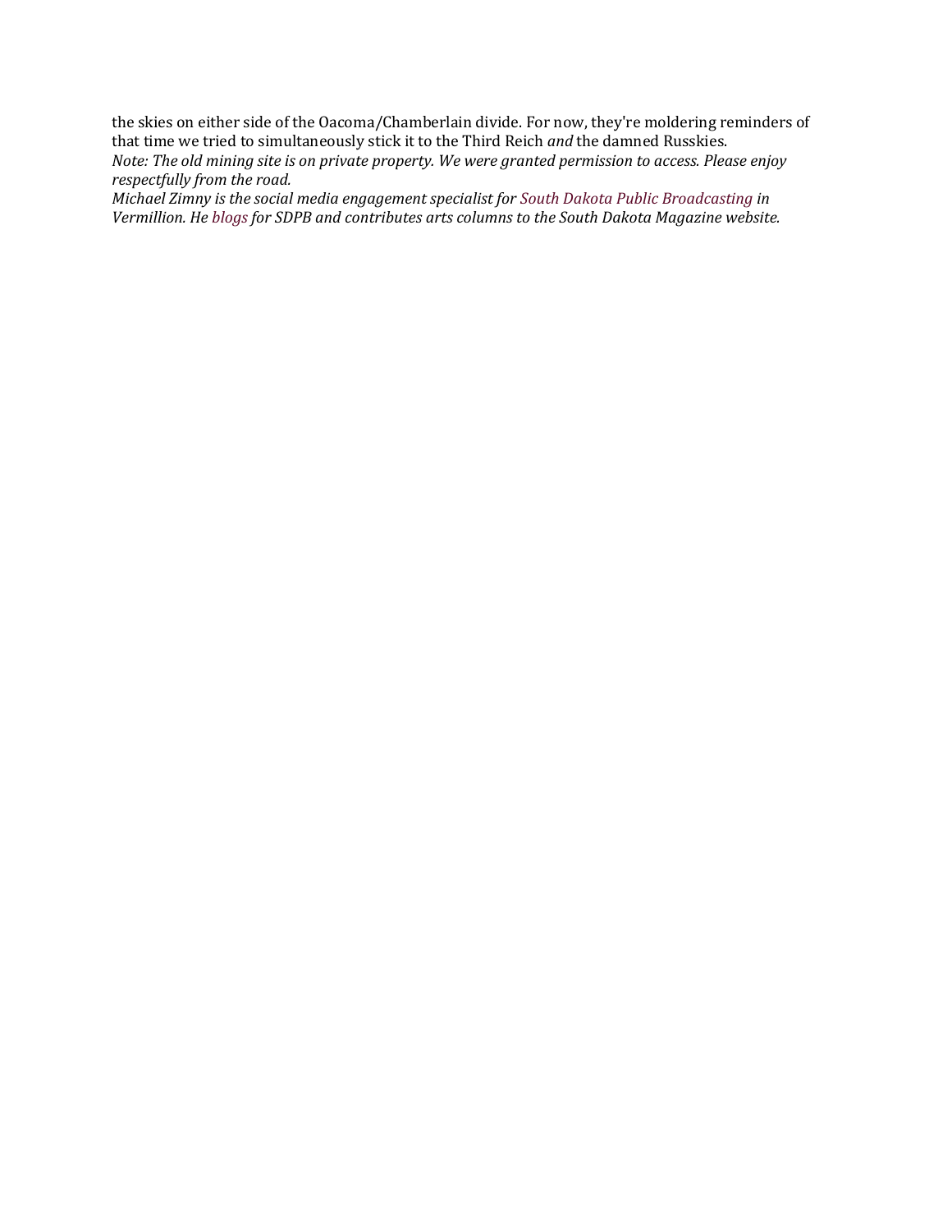the skies on either side of the Oacoma/Chamberlain divide. For now, they're moldering reminders of that time we tried to simultaneously stick it to the Third Reich *and* the damned Russkies.

*Note: The old mining site is on private property. We were granted permission to access. Please enjoy respectfully from the road.*

*Michael Zimny is the social media engagement specialist for South Dakota Public Broadcasting in Vermillion. He blogs for SDPB and contributes arts columns to the South Dakota Magazine website.*